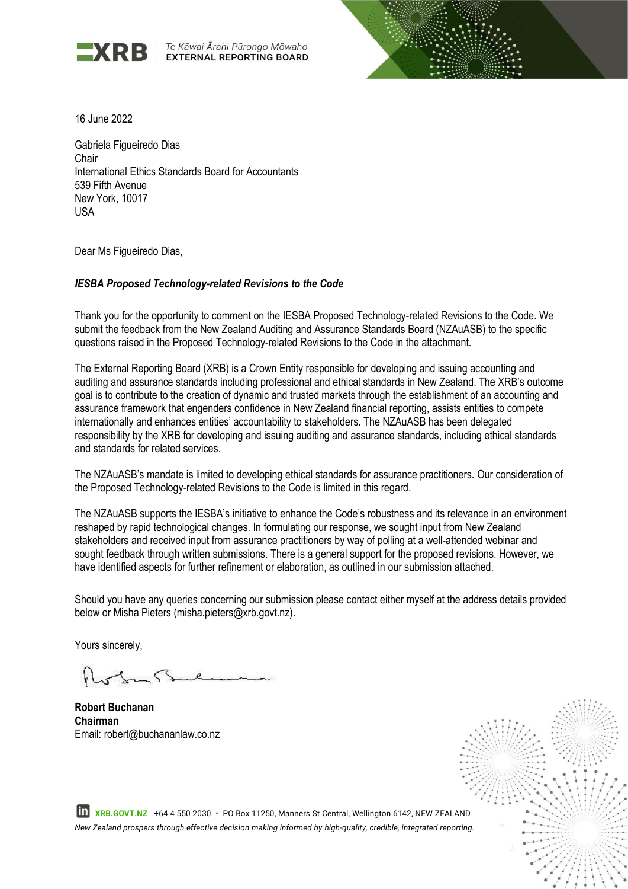XRB | Te Kāwai Ārahi Pūrongo Mōwaho
EXTERNAL REPORTING BOARD

16 June 2022

Gabriela Figueiredo Dias
Chair
International Ethics Standards Board for Accountants
539 Fifth Avenue
New York, 10017
USA

Dear Ms Figueiredo Dias,

***IESBA Proposed Technology-related Revisions to the Code***

Thank you for the opportunity to comment on the IESBA Proposed Technology-related Revisions to the Code. We submit the feedback from the New Zealand Auditing and Assurance Standards Board (NZAuASB) to the specific questions raised in the Proposed Technology-related Revisions to the Code in the attachment.

The External Reporting Board (XRB) is a Crown Entity responsible for developing and issuing accounting and auditing and assurance standards including professional and ethical standards in New Zealand. The XRB's outcome goal is to contribute to the creation of dynamic and trusted markets through the establishment of an accounting and assurance framework that engenders confidence in New Zealand financial reporting, assists entities to compete internationally and enhances entities' accountability to stakeholders. The NZAuASB has been delegated responsibility by the XRB for developing and issuing auditing and assurance standards, including ethical standards and standards for related services.

The NZAuASB's mandate is limited to developing ethical standards for assurance practitioners. Our consideration of the Proposed Technology-related Revisions to the Code is limited in this regard.

The NZAuASB supports the IESBA's initiative to enhance the Code's robustness and its relevance in an environment reshaped by rapid technological changes. In formulating our response, we sought input from New Zealand stakeholders and received input from assurance practitioners by way of polling at a well-attended webinar and sought feedback through written submissions. There is a general support for the proposed revisions. However, we have identified aspects for further refinement or elaboration, as outlined in our submission attached.

Should you have any queries concerning our submission please contact either myself at the address details provided below or Misha Pieters (misha.pieters@xrb.govt.nz).

Yours sincerely,

**Robert Buchanan**
**Chairman**
Email: robert@buchananlaw.co.nz

XRB.GOVT.NZ +64 4 550 2030 • PO Box 11250, Manners St Central, Wellington 6142, NEW ZEALAND

*New Zealand prospers through effective decision making informed by high-quality, credible, integrated reporting.*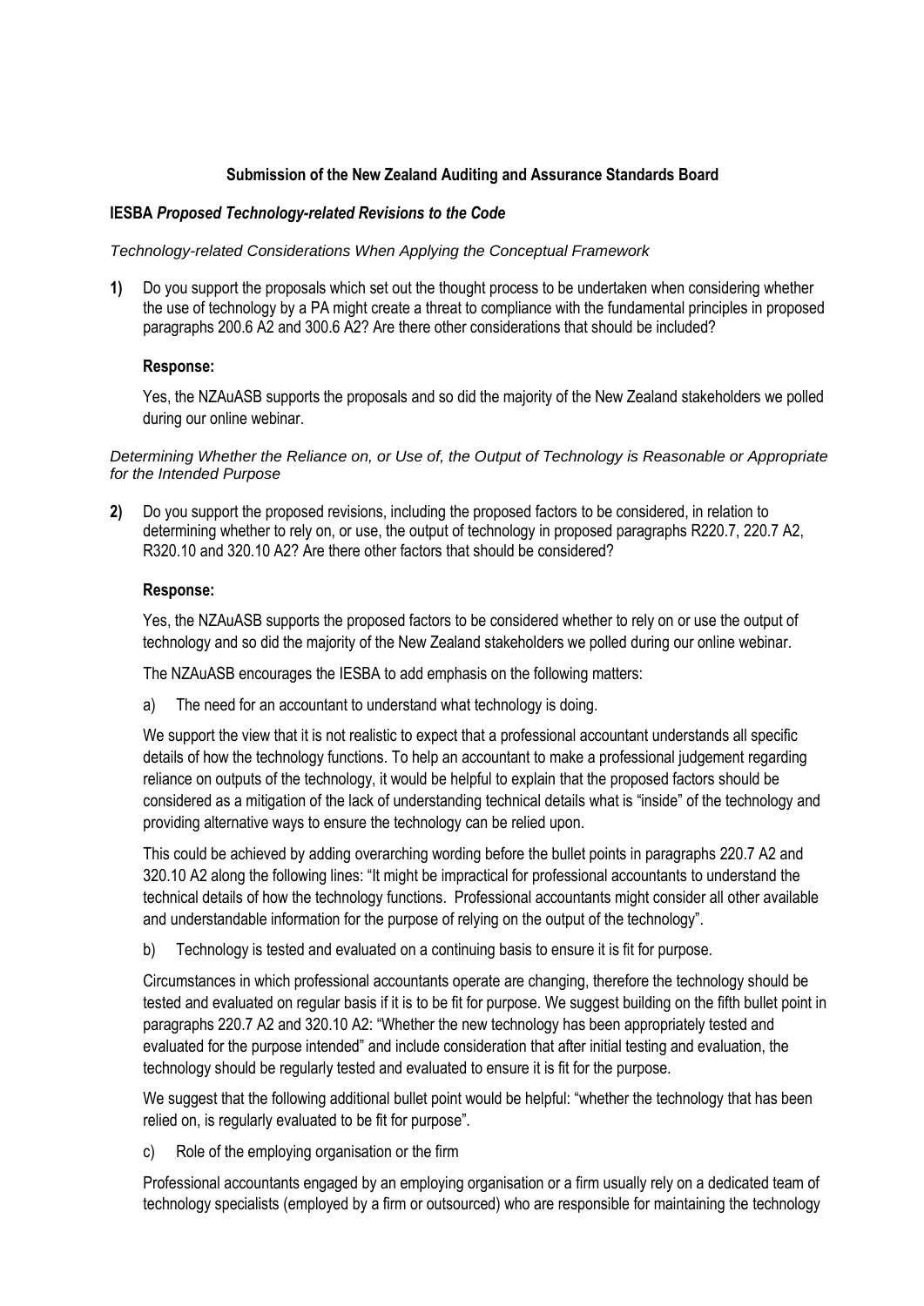**Submission of the New Zealand Auditing and Assurance Standards Board**

**IESBA *Proposed Technology-related Revisions to the Code***

*Technology-related Considerations When Applying the Conceptual Framework*

**1)** Do you support the proposals which set out the thought process to be undertaken when considering whether the use of technology by a PA might create a threat to compliance with the fundamental principles in proposed paragraphs 200.6 A2 and 300.6 A2? Are there other considerations that should be included?

**Response:**

Yes, the NZAuASB supports the proposals and so did the majority of the New Zealand stakeholders we polled during our online webinar.

*Determining Whether the Reliance on, or Use of, the Output of Technology is Reasonable or Appropriate for the Intended Purpose*

**2)** Do you support the proposed revisions, including the proposed factors to be considered, in relation to determining whether to rely on, or use, the output of technology in proposed paragraphs R220.7, 220.7 A2, R320.10 and 320.10 A2? Are there other factors that should be considered?

**Response:**

Yes, the NZAuASB supports the proposed factors to be considered whether to rely on or use the output of technology and so did the majority of the New Zealand stakeholders we polled during our online webinar.

The NZAuASB encourages the IESBA to add emphasis on the following matters:

a) The need for an accountant to understand what technology is doing.

We support the view that it is not realistic to expect that a professional accountant understands all specific details of how the technology functions. To help an accountant to make a professional judgement regarding reliance on outputs of the technology, it would be helpful to explain that the proposed factors should be considered as a mitigation of the lack of understanding technical details what is "inside" of the technology and providing alternative ways to ensure the technology can be relied upon.

This could be achieved by adding overarching wording before the bullet points in paragraphs 220.7 A2 and 320.10 A2 along the following lines: "It might be impractical for professional accountants to understand the technical details of how the technology functions. Professional accountants might consider all other available and understandable information for the purpose of relying on the output of the technology".

b) Technology is tested and evaluated on a continuing basis to ensure it is fit for purpose.

Circumstances in which professional accountants operate are changing, therefore the technology should be tested and evaluated on regular basis if it is to be fit for purpose. We suggest building on the fifth bullet point in paragraphs 220.7 A2 and 320.10 A2: "Whether the new technology has been appropriately tested and evaluated for the purpose intended" and include consideration that after initial testing and evaluation, the technology should be regularly tested and evaluated to ensure it is fit for the purpose.

We suggest that the following additional bullet point would be helpful: "whether the technology that has been relied on, is regularly evaluated to be fit for purpose".

c) Role of the employing organisation or the firm

Professional accountants engaged by an employing organisation or a firm usually rely on a dedicated team of technology specialists (employed by a firm or outsourced) who are responsible for maintaining the technology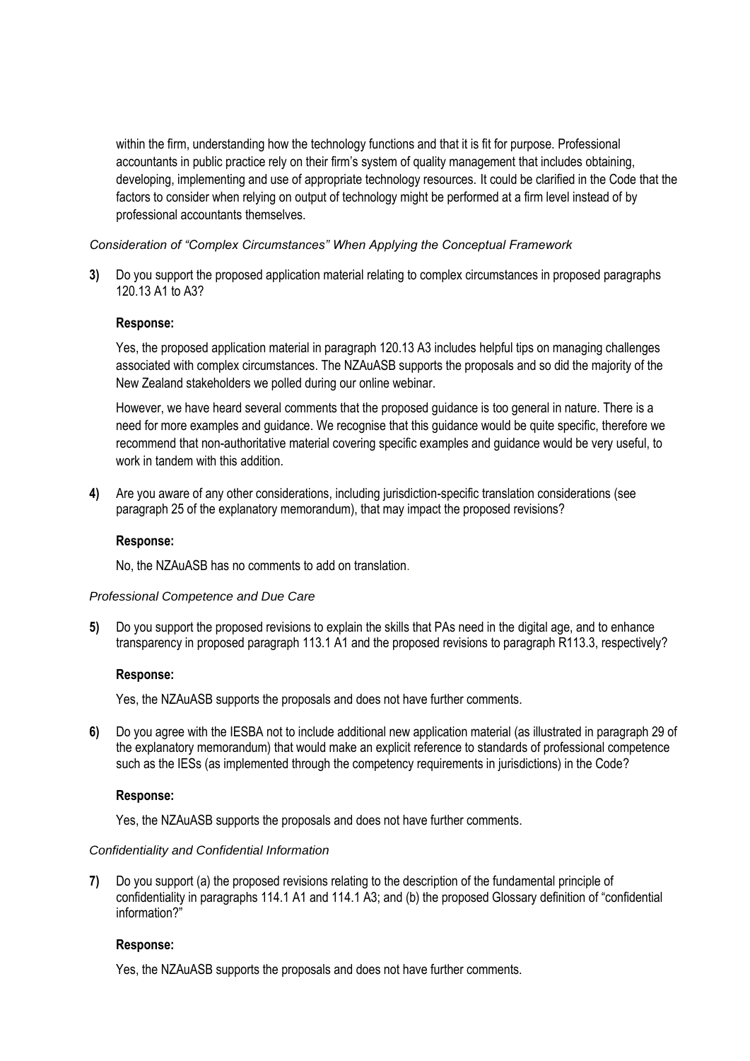within the firm, understanding how the technology functions and that it is fit for purpose. Professional accountants in public practice rely on their firm's system of quality management that includes obtaining, developing, implementing and use of appropriate technology resources. It could be clarified in the Code that the factors to consider when relying on output of technology might be performed at a firm level instead of by professional accountants themselves.

*Consideration of "Complex Circumstances" When Applying the Conceptual Framework*

**3)** Do you support the proposed application material relating to complex circumstances in proposed paragraphs 120.13 A1 to A3?

**Response:**

Yes, the proposed application material in paragraph 120.13 A3 includes helpful tips on managing challenges associated with complex circumstances. The NZAuASB supports the proposals and so did the majority of the New Zealand stakeholders we polled during our online webinar.

However, we have heard several comments that the proposed guidance is too general in nature. There is a need for more examples and guidance. We recognise that this guidance would be quite specific, therefore we recommend that non-authoritative material covering specific examples and guidance would be very useful, to work in tandem with this addition.

**4)** Are you aware of any other considerations, including jurisdiction-specific translation considerations (see paragraph 25 of the explanatory memorandum), that may impact the proposed revisions?

**Response:**

No, the NZAuASB has no comments to add on translation.

*Professional Competence and Due Care*

**5)** Do you support the proposed revisions to explain the skills that PAs need in the digital age, and to enhance transparency in proposed paragraph 113.1 A1 and the proposed revisions to paragraph R113.3, respectively?

**Response:**

Yes, the NZAuASB supports the proposals and does not have further comments.

**6)** Do you agree with the IESBA not to include additional new application material (as illustrated in paragraph 29 of the explanatory memorandum) that would make an explicit reference to standards of professional competence such as the IESs (as implemented through the competency requirements in jurisdictions) in the Code?

**Response:**

Yes, the NZAuASB supports the proposals and does not have further comments.

*Confidentiality and Confidential Information*

**7)** Do you support (a) the proposed revisions relating to the description of the fundamental principle of confidentiality in paragraphs 114.1 A1 and 114.1 A3; and (b) the proposed Glossary definition of "confidential information?"

**Response:**

Yes, the NZAuASB supports the proposals and does not have further comments.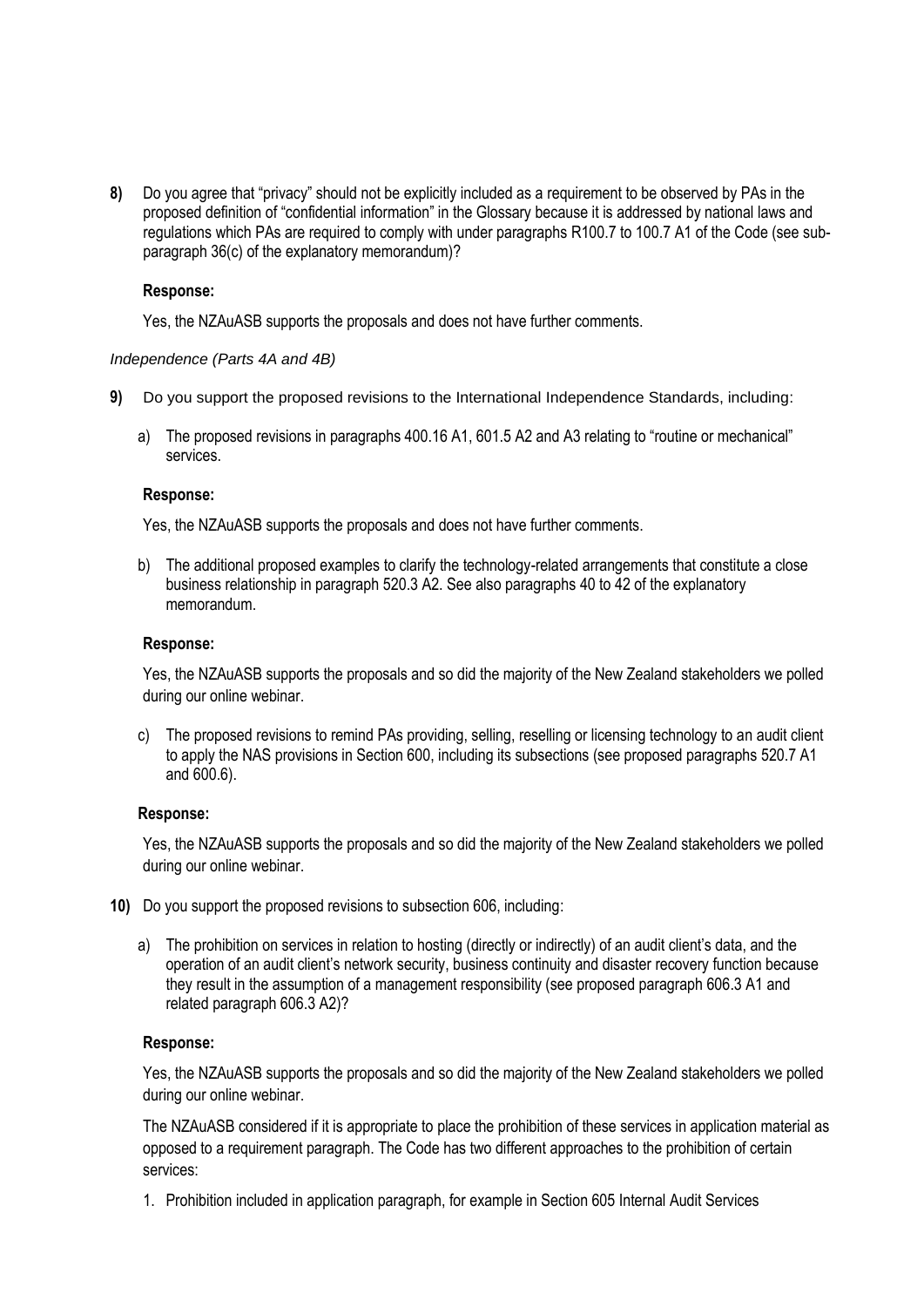**8)** Do you agree that "privacy" should not be explicitly included as a requirement to be observed by PAs in the proposed definition of "confidential information" in the Glossary because it is addressed by national laws and regulations which PAs are required to comply with under paragraphs R100.7 to 100.7 A1 of the Code (see sub-paragraph 36(c) of the explanatory memorandum)?

**Response:**

Yes, the NZAuASB supports the proposals and does not have further comments.

*Independence (Parts 4A and 4B)*

**9)** Do you support the proposed revisions to the International Independence Standards, including:

a) The proposed revisions in paragraphs 400.16 A1, 601.5 A2 and A3 relating to "routine or mechanical" services.

**Response:**

Yes, the NZAuASB supports the proposals and does not have further comments.

b) The additional proposed examples to clarify the technology-related arrangements that constitute a close business relationship in paragraph 520.3 A2. See also paragraphs 40 to 42 of the explanatory memorandum.

**Response:**

Yes, the NZAuASB supports the proposals and so did the majority of the New Zealand stakeholders we polled during our online webinar.

c) The proposed revisions to remind PAs providing, selling, reselling or licensing technology to an audit client to apply the NAS provisions in Section 600, including its subsections (see proposed paragraphs 520.7 A1 and 600.6).

**Response:**

Yes, the NZAuASB supports the proposals and so did the majority of the New Zealand stakeholders we polled during our online webinar.

**10)** Do you support the proposed revisions to subsection 606, including:

a) The prohibition on services in relation to hosting (directly or indirectly) of an audit client's data, and the operation of an audit client's network security, business continuity and disaster recovery function because they result in the assumption of a management responsibility (see proposed paragraph 606.3 A1 and related paragraph 606.3 A2)?

**Response:**

Yes, the NZAuASB supports the proposals and so did the majority of the New Zealand stakeholders we polled during our online webinar.

The NZAuASB considered if it is appropriate to place the prohibition of these services in application material as opposed to a requirement paragraph. The Code has two different approaches to the prohibition of certain services:

1. Prohibition included in application paragraph, for example in Section 605 Internal Audit Services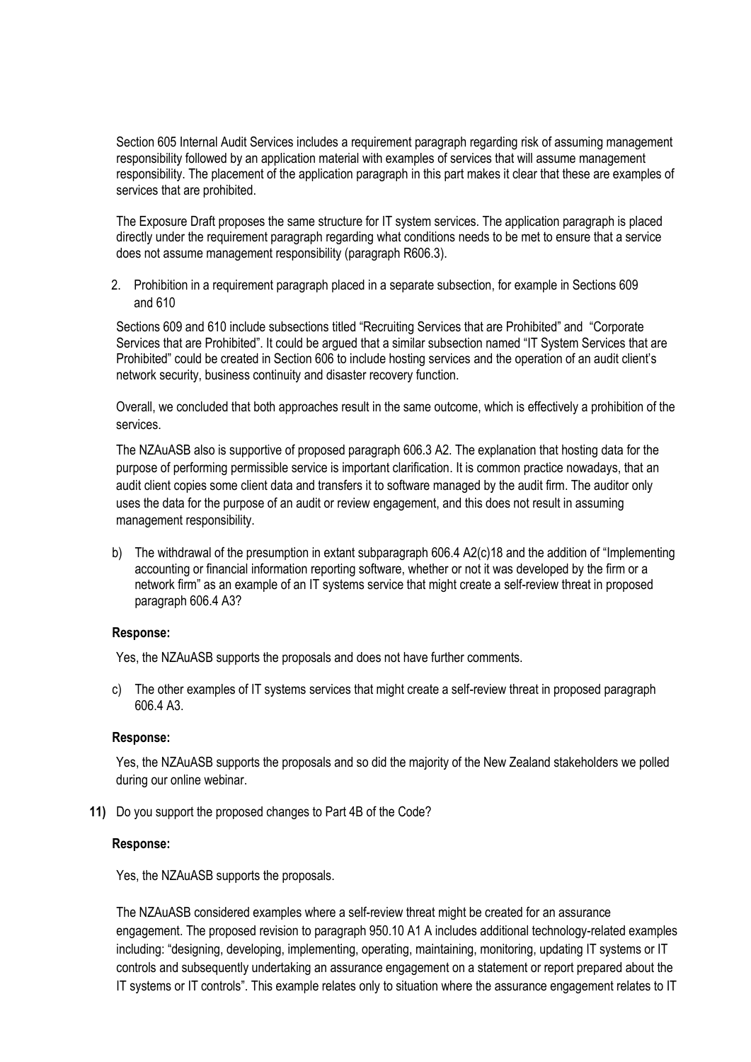Section 605 Internal Audit Services includes a requirement paragraph regarding risk of assuming management responsibility followed by an application material with examples of services that will assume management responsibility. The placement of the application paragraph in this part makes it clear that these are examples of services that are prohibited.

The Exposure Draft proposes the same structure for IT system services. The application paragraph is placed directly under the requirement paragraph regarding what conditions needs to be met to ensure that a service does not assume management responsibility (paragraph R606.3).

2. Prohibition in a requirement paragraph placed in a separate subsection, for example in Sections 609 and 610

   Sections 609 and 610 include subsections titled "Recruiting Services that are Prohibited" and "Corporate Services that are Prohibited". It could be argued that a similar subsection named "IT System Services that are Prohibited" could be created in Section 606 to include hosting services and the operation of an audit client's network security, business continuity and disaster recovery function.

   Overall, we concluded that both approaches result in the same outcome, which is effectively a prohibition of the services.

   The NZAuASB also is supportive of proposed paragraph 606.3 A2. The explanation that hosting data for the purpose of performing permissible service is important clarification. It is common practice nowadays, that an audit client copies some client data and transfers it to software managed by the audit firm. The auditor only uses the data for the purpose of an audit or review engagement, and this does not result in assuming management responsibility.

b) The withdrawal of the presumption in extant subparagraph 606.4 A2(c)18 and the addition of "Implementing accounting or financial information reporting software, whether or not it was developed by the firm or a network firm" as an example of an IT systems service that might create a self-review threat in proposed paragraph 606.4 A3?

**Response:**

Yes, the NZAuASB supports the proposals and does not have further comments.

c) The other examples of IT systems services that might create a self-review threat in proposed paragraph 606.4 A3.

**Response:**

Yes, the NZAuASB supports the proposals and so did the majority of the New Zealand stakeholders we polled during our online webinar.

**11)** Do you support the proposed changes to Part 4B of the Code?

**Response:**

Yes, the NZAuASB supports the proposals.

The NZAuASB considered examples where a self-review threat might be created for an assurance engagement. The proposed revision to paragraph 950.10 A1 A includes additional technology-related examples including: "designing, developing, implementing, operating, maintaining, monitoring, updating IT systems or IT controls and subsequently undertaking an assurance engagement on a statement or report prepared about the IT systems or IT controls". This example relates only to situation where the assurance engagement relates to IT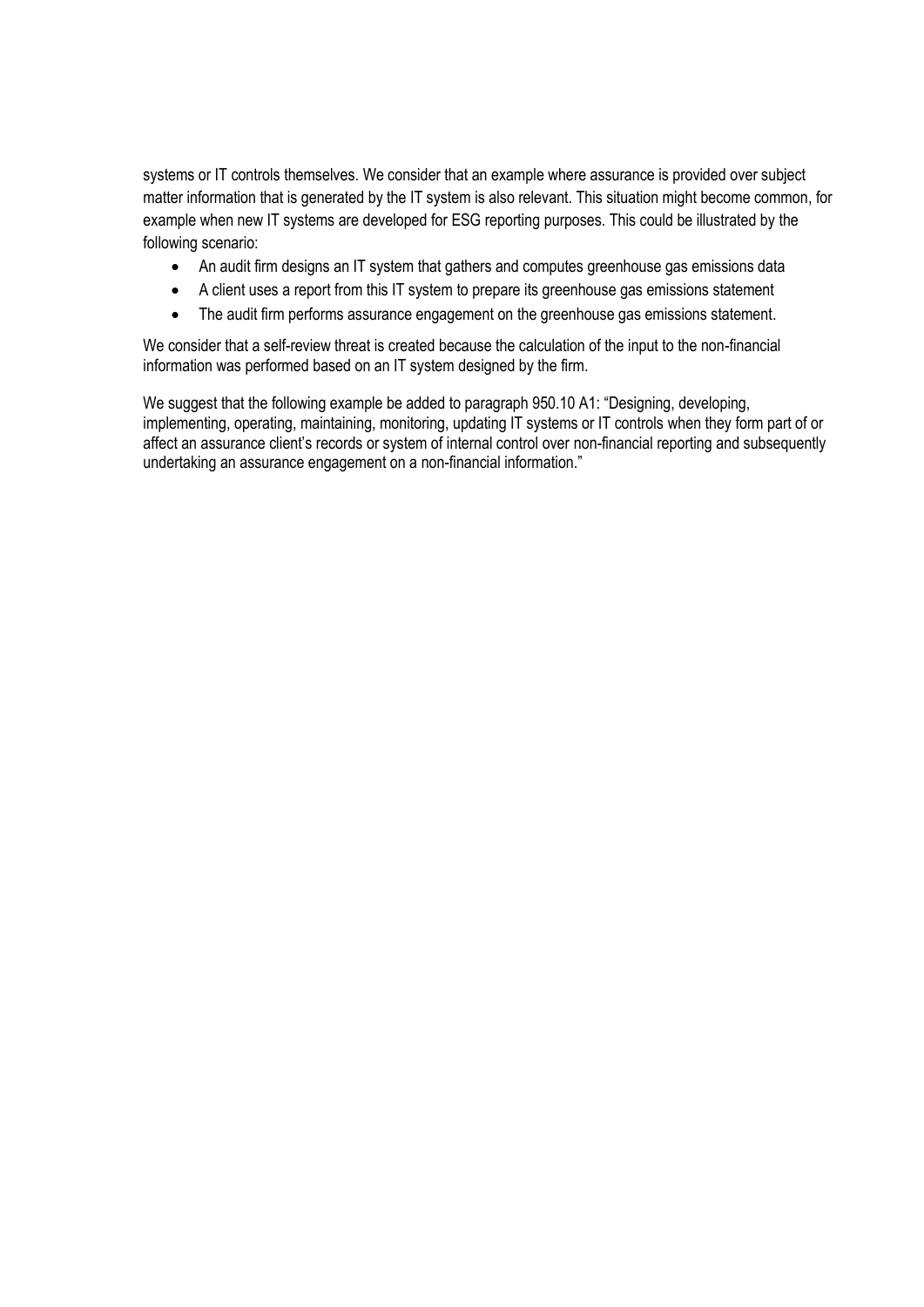systems or IT controls themselves. We consider that an example where assurance is provided over subject matter information that is generated by the IT system is also relevant. This situation might become common, for example when new IT systems are developed for ESG reporting purposes. This could be illustrated by the following scenario:

- An audit firm designs an IT system that gathers and computes greenhouse gas emissions data
- A client uses a report from this IT system to prepare its greenhouse gas emissions statement
- The audit firm performs assurance engagement on the greenhouse gas emissions statement.

We consider that a self-review threat is created because the calculation of the input to the non-financial information was performed based on an IT system designed by the firm.

We suggest that the following example be added to paragraph 950.10 A1: "Designing, developing, implementing, operating, maintaining, monitoring, updating IT systems or IT controls when they form part of or affect an assurance client's records or system of internal control over non-financial reporting and subsequently undertaking an assurance engagement on a non-financial information."